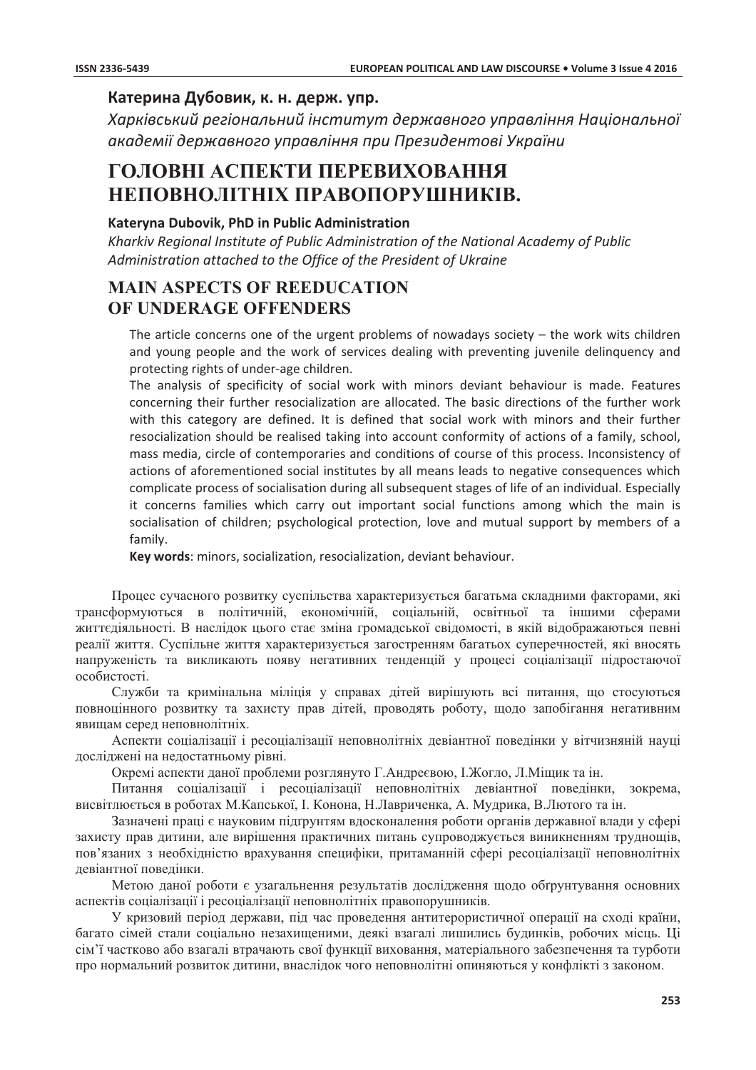**Катерина Дубовик, к. н. держ. упр.**

*Харківський регіональний інститут державного управління Національної академії державного управління при Президентові України*

# ГОЛОВНІ АСПЕКТИ ПЕРЕВИХОВАННЯ НЕПОВНОЛІТНІХ ПРАВОПОРУШНИКІВ.

**Kateryna Dubovik, PhD in Public Administration**

*Kharkiv Regional Institute of Public Administration of the National Academy of Public Administration attached to the Office of the President of Ukraine*

# MAIN ASPECTS OF REEDUCATION OF UNDERAGE OFFENDERS

The article concerns one of the urgent problems of nowadays society – the work wits children and young people and the work of services dealing with preventing juvenile delinquency and protecting rights of under-age children.

The analysis of specificity of social work with minors deviant behaviour is made. Features concerning their further resocialization are allocated. The basic directions of the further work with this category are defined. It is defined that social work with minors and their further resocialization should be realised taking into account conformity of actions of a family, school, mass media, circle of contemporaries and conditions of course of this process. Inconsistency of actions of aforementioned social institutes by all means leads to negative consequences which complicate process of socialisation during all subsequent stages of life of an individual. Especially it concerns families which carry out important social functions among which the main is socialisation of children; psychological protection, love and mutual support by members of a family.

**Key words**: minors, socialization, resocialization, deviant behaviour.

Процес сучасного розвитку суспільства характеризується багатьма складними факторами, які трансформуються в політичній, економічній, соціальній, освітньої та іншими сферами життєдіяльності. В наслідок цього стає зміна громадської свідомості, в якій відображаються певні реалії життя. Суспільне життя характеризується загостренням багатьох суперечностей, які вносять напруженість та викликають появу негативних тенденцій у процесі соціалізації підростаючої особистості.

Служби та кримінальна міліція у справах дітей вирішують всі питання, що стосуються повноцінного розвитку та захисту прав дітей, проводять роботу, щодо запобігання негативним явищам серед неповнолітніх.

Аспекти соціалізації і ресоціалізації неповнолітніх девіантної поведінки у вітчизняній науці досліджені на недостатньому рівні.

Окремі аспекти даної проблеми розглянуто Г.Андреєвою, І.Жогло, Л.Міщик та ін.

Питання соціалізації і ресоціалізації неповнолітніх девіантної поведінки, зокрема, висвітлюється в роботах М.Капської, І. Конона, Н.Лавриченка, А. Мудрика, В.Лютого та ін.

Зазначені праці є науковим підґрунтям вдосконалення роботи органів державної влади у сфері захисту прав дитини, але вирішення практичних питань супроводжується виникненням труднощів, пов'язаних з необхідністю врахування специфіки, притаманній сфері ресоціалізації неповнолітніх девіантної поведінки.

Метою даної роботи є узагальнення результатів дослідження щодо обґрунтування основних аспектів соціалізації і ресоціалізації неповнолітніх правопорушників.

У кризовий період держави, під час проведення антитерористичної операції на сході країни, багато сімей стали соціально незахищеними, деякі взагалі лишились будинків, робочих місць. Ці сім'ї частково або взагалі втрачають свої функції виховання, матеріального забезпечення та турботи про нормальний розвиток дитини, внаслідок чого неповнолітні опиняються у конфлікті з законом.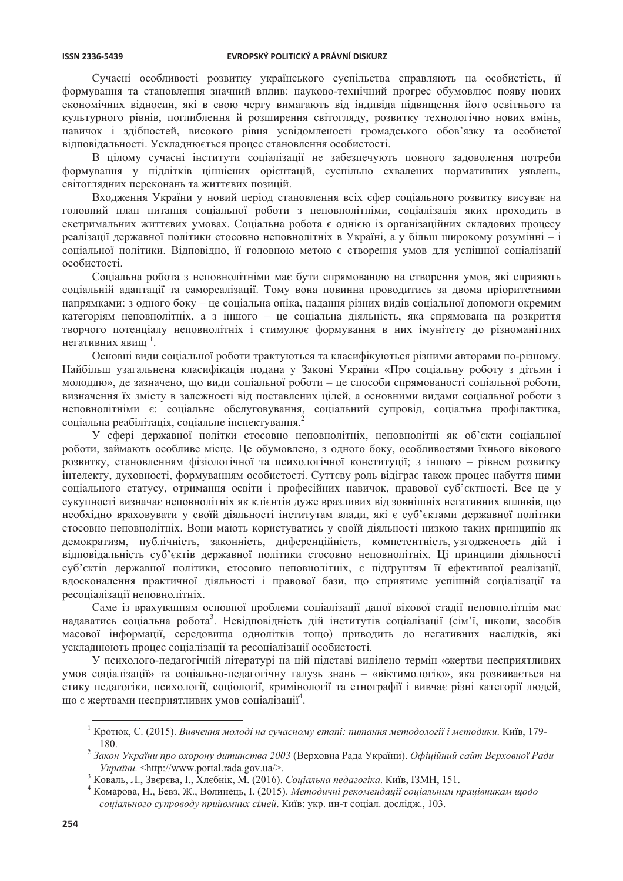Сучасні особливості розвитку українського суспільства справляють на особистість, її формування та становлення значний вплив: науково-технічний прогрес обумовлює появу нових економічних відносин, які в свою чергу вимагають від індивіда підвищення його освітнього та культурного рівнів, поглиблення й розширення світогляду, розвитку технологічно нових вмінь, навичок і здібностей, високого рівня усвідомленості громадського обов'язку та особистої відповідальності. Ускладнюється процес становлення особистості.

В цілому сучасні інститути соціалізації не забезпечують повного задоволення потреби формування у підлітків ціннісних орієнтацій, суспільно схвалених нормативних уявлень, світоглядних переконань та життєвих позицій.

Входження України у новий період становлення всіх сфер соціального розвитку висуває на головний план питання соціальної роботи з неповнолітніми, соціалізація яких проходить в екстримальних життєвих умовах. Соціальна робота є однією із організаційних складових процесу реалізації державної політики стосовно неповнолітніх в Україні, а у більш широкому розумінні – і соціальної політики. Відповідно, її головною метою є створення умов для успішної соціалізації особистості.

Соціальна робота з неповнолітніми має бути спрямованою на створення умов, які сприяють соціальній адаптації та самореалізації. Тому вона повинна проводитись за двома пріоритетними напрямками: з одного боку – це соціальна опіка, надання різних видів соціальної допомоги окремим категоріям неповнолітніх, а з іншого – це соціальна діяльність, яка спрямована на розкриття творчого потенціалу неповнолітніх і стимулює формування в них імунітету до різноманітних негативних явищ [1].

Основні види соціальної роботи трактуються та класифікуються різними авторами по-різному. Найбільш узагальнена класифікація подана у Законі України «Про соціальну роботу з дітьми і молоддю», де зазначено, що види соціальної роботи – це способи спрямованості соціальної роботи, визначення їх змісту в залежності від поставлених цілей, а основними видами соціальної роботи з неповнолітніми є: соціальне обслуговування, соціальний супровід, соціальна профілактика, соціальна реабілітація, соціальне інспектування.[2]

У сфері державної політики стосовно неповнолітніх, неповнолітні як об'єкти соціальної роботи, займають особливе місце. Це обумовлено, з одного боку, особливостями їхнього вікового розвитку, становленням фізіологічної та психологічної конституції; з іншого – рівнем розвитку інтелекту, духовності, формуванням особистості. Суттєву роль відіграє також процес набуття ними соціального статусу, отримання освіти і професійних навичок, правової суб'єктності. Все це у сукупності визначає неповнолітніх як клієнтів дуже вразливих від зовнішніх негативних впливів, що необхідно враховувати у своїй діяльності інститутам влади, які є суб'єктами державної політики стосовно неповнолітніх. Вони мають користуватись у своїй діяльності низкою таких принципів як демократизм, публічність, законність, диференційність, компетентність, узгодженість дій і відповідальність суб'єктів державної політики стосовно неповнолітніх. Ці принципи діяльності суб'єктів державної політики, стосовно неповнолітніх, є підґрунтям її ефективної реалізації, вдосконалення практичної діяльності і правової бази, що сприятиме успішній соціалізації та ресоціалізації неповнолітніх.

Саме із врахуванням основної проблеми соціалізації даної вікової стадії неповнолітнім має надаватись соціальна робота[3]. Невідповідність дій інститутів соціалізації (сім'ї, школи, засобів масової інформації, середовища однолітків тощо) приводить до негативних наслідків, які ускладнюють процес соціалізації та ресоціалізації особистості.

У психолого-педагогічній літературі на цій підставі виділено термін «жертви несприятливих умов соціалізації» та соціально-педагогічну галузь знань – «віктимологію», яка розвивається на стику педагогіки, психології, соціології, кримінології та етнографії і вивчає різні категорії людей, що є жертвами несприятливих умов соціалізації[4].

---

[1] Кротюк, С. (2015). *Вивчення молоді на сучасному етапі: питання методології і методики*. Київ, 179-180.

[2] *Закон України про охорону дитинства 2003* (Верховна Рада України). *Офіційний сайт Верховної Ради України.* <http://www.portal.rada.gov.ua/>.

[3] Коваль, Л., Звєрєва, І., Хлєбнік, М. (2016). *Соціальна педагогіка*. Київ, ІЗМН, 151.

[4] Комарова, Н., Бевз, Ж., Волинець, І. (2015). *Методичні рекомендації соціальним працівникам щодо соціального супроводу прийомних сімей*. Київ: укр. ин-т соціал. дослідж., 103.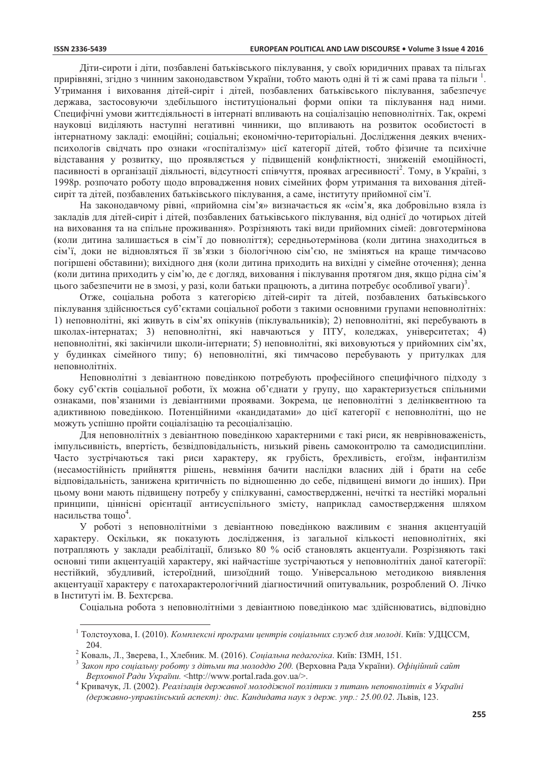Діти-сироти і діти, позбавлені батьківського піклування, у своїх юридичних правах та пільгах прирівняні, згідно з чинним законодавством України, тобто мають одні й ті ж самі права та пільги [1]. Утримання і виховання дітей-сиріт і дітей, позбавлених батьківського піклування, забезпечує держава, застосовуючи здебільшого інституціональні форми опіки та піклування над ними. Специфічні умови життєдіяльності в інтернаті впливають на соціалізацію неповнолітніх. Так, окремі науковці виділяють наступні негативні чинники, що впливають на розвиток особистості в інтернатному закладі: емоційні; соціальні; економічно-територіальні. Дослідження деяких вчених-психологів свідчать про ознаки «госпіталізму» цієї категорії дітей, тобто фізичне та психічне відставання у розвитку, що проявляється у підвищеній конфліктності, зниженій емоційності, пасивності в організації діяльності, відсутності співчуття, проявах агресивності[2]. Тому, в Україні, з 1998р. розпочато роботу щодо впровадження нових сімейних форм утримання та виховання дітей-сиріт та дітей, позбавлених батьківського піклування, а саме, інституту прийомної сім'ї.

На законодавчому рівні, «прийомна сім'я» визначається як «сім'я, яка добровільно взяла із закладів для дітей-сиріт і дітей, позбавлених батьківського піклування, від однієї до чотирьох дітей на виховання та на спільне проживання». Розрізняють такі види прийомних сімей: довготермінова (коли дитина залишається в сім'ї до повноліття); середньотермінова (коли дитина знаходиться в сім'ї, доки не відновляться її зв'язки з біологічною сім'єю, не зміняться на краще тимчасово погіршені обставини); вихідного дня (коли дитина приходить на вихідні у сімейне оточення); денна (коли дитина приходить у сім'ю, де є догляд, виховання і піклування протягом дня, якщо рідна сім'я цього забезпечити не в змозі, у разі, коли батьки працюють, а дитина потребує особливої уваги)[3].

Отже, соціальна робота з категорією дітей-сиріт та дітей, позбавлених батьківського піклування здійснюється суб'єктами соціальної роботи з такими основними групами неповнолітніх: 1) неповнолітні, які живуть в сім'ях опікунів (піклувальників); 2) неповнолітні, які перебувають в школах-інтернатах; 3) неповнолітні, які навчаються у ПТУ, коледжах, університетах; 4) неповнолітні, які закінчили школи-інтернати; 5) неповнолітні, які виховуються у прийомних сім'ях, у будинках сімейного типу; 6) неповнолітні, які тимчасово перебувають у притулках для неповнолітніх.

Неповнолітні з девіантною поведінкою потребують професійного специфічного підходу з боку суб'єктів соціальної роботи, їх можна об'єднати у групу, що характеризується спільними ознаками, пов'язаними із девіантними проявами. Зокрема, це неповнолітні з делінквентною та адиктивною поведінкою. Потенційними «кандидатами» до цієї категорії є неповнолітні, що не можуть успішно пройти соціалізацію та ресоціалізацію.

Для неповнолітніх з девіантною поведінкою характерними є такі риси, як неврівноваженість, імпульсивність, впертість, безвідповідальність, низький рівень самоконтролю та самодисципліни. Часто зустрічаються такі риси характеру, як грубість, брехливість, егоїзм, інфантилізм (несамостійність прийняття рішень, невміння бачити наслідки власних дій і брати на себе відповідальність, занижена критичність по відношенню до себе, підвищені вимоги до інших). При цьому вони мають підвищену потребу у спілкуванні, самоствердженні, нечіткі та нестійкі моральні принципи, ціннісні орієнтації антисуспільного змісту, наприклад самоствердження шляхом насильства тощо[4].

У роботі з неповнолітніми з девіантною поведінкою важливим є знання акцентуацій характеру. Оскільки, як показують дослідження, із загальної кількості неповнолітніх, які потрапляють у заклади реабілітації, близько 80 % осіб становлять акцентуали. Розрізняють такі основні типи акцентуацій характеру, які найчастіше зустрічаються у неповнолітніх даної категорії: нестійкий, збудливий, істероїдний, шизоїдний тощо. Універсальною методикою виявлення акцентуації характеру є патохарактерологічний діагностичний опитувальник, розроблений О. Лічко в Інституті ім. В. Бехтєрєва.

Соціальна робота з неповнолітніми з девіантною поведінкою має здійснюватись, відповідно

---

[1] Толстоухова, І. (2010). *Комплексні програми центрів соціальних служб для молоді*. Київ: УДЦССМ, 204.

[2] Коваль, Л., Зверева, І., Хлебник. М. (2016). *Соціальна педагогіка*. Київ: ІЗМН, 151.

[3] *Закон про соціальну роботу з дітьми та молоддю 200.* (Верховна Рада України). *Офіційний сайт Верховної Ради України.* <http://www.portal.rada.gov.ua/>.

[4] Кривачук, Л. (2002). *Реалізація державної молодіжної політики з питань неповнолітніх в Україні (державно-управлінський аспект): дис. Кандидата наук з держ. упр.: 25.00.02*. Львів, 123.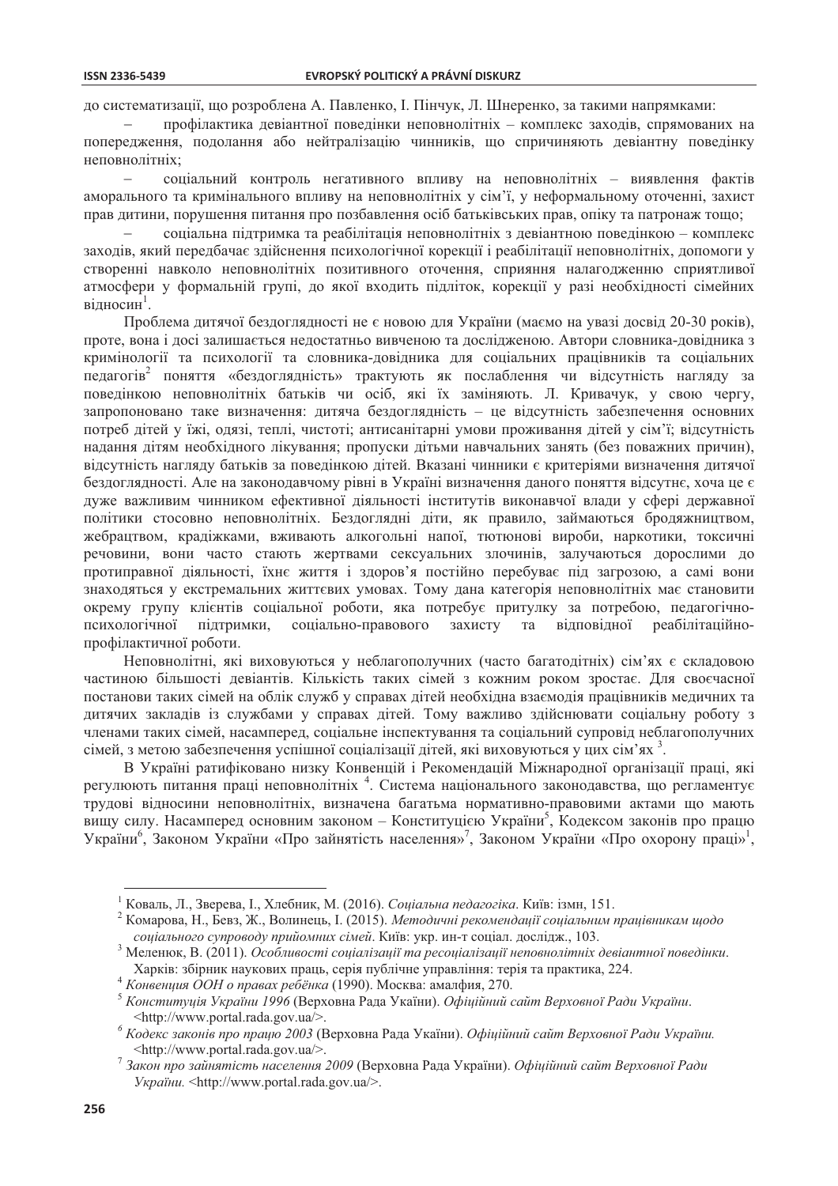до систематизації, що розроблена А. Павленко, І. Пінчук, Л. Шнеренко, за такими напрямками:

– профілактика девіантної поведінки неповнолітніх – комплекс заходів, спрямованих на попередження, подолання або нейтралізацію чинників, що спричиняють девіантну поведінку неповнолітніх;

– соціальний контроль негативного впливу на неповнолітніх – виявлення фактів аморального та кримінального впливу на неповнолітніх у сім'ї, у неформальному оточенні, захист прав дитини, порушення питання про позбавлення осіб батьківських прав, опіку та патронаж тощо;

– соціальна підтримка та реабілітація неповнолітніх з девіантною поведінкою – комплекс заходів, який передбачає здійснення психологічної корекції і реабілітації неповнолітніх, допомоги у створенні навколо неповнолітніх позитивного оточення, сприяння налагодженню сприятливої атмосфери у формальній групі, до якої входить підліток, корекції у разі необхідності сімейних відносин[1].

Проблема дитячої бездоглядності не є новою для України (маємо на увазі досвід 20-30 років), проте, вона і досі залишається недостатньо вивченою та дослідженою. Автори словника-довідника з кримінології та психології та словника-довідника для соціальних працівників та соціальних педагогів[2] поняття «бездоглядність» трактують як послаблення чи відсутність нагляду за поведінкою неповнолітніх батьків чи осіб, які їх заміняють. Л. Кривачук, у свою чергу, запропоновано таке визначення: дитяча бездоглядність – це відсутність забезпечення основних потреб дітей у їжі, одязі, теплі, чистоті; антисанітарні умови проживання дітей у сім'ї; відсутність надання дітям необхідного лікування; пропуски дітьми навчальних занять (без поважних причин), відсутність нагляду батьків за поведінкою дітей. Вказані чинники є критеріями визначення дитячої бездоглядності. Але на законодавчому рівні в Україні визначення даного поняття відсутнє, хоча це є дуже важливим чинником ефективної діяльності інститутів виконавчої влади у сфері державної політики стосовно неповнолітніх. Бездоглядні діти, як правило, займаються бродяжництвом, жебрацтвом, крадіжками, вживають алкогольні напої, тютюнові вироби, наркотики, токсичні речовини, вони часто стають жертвами сексуальних злочинів, залучаються дорослими до протиправної діяльності, їхнє життя і здоров'я постійно перебуває під загрозою, а самі вони знаходяться у екстремальних життєвих умовах. Тому дана категорія неповнолітніх має становити окрему групу клієнтів соціальної роботи, яка потребує притулку за потребою, педагогічно-психологічної підтримки, соціально-правового захисту та відповідної реабілітаційно-профілактичної роботи.

Неповнолітні, які виховуються у неблагополучних (часто багатодітніх) сім'ях є складовою частиною більшості девіантів. Кількість таких сімей з кожним роком зростає. Для своєчасної постанови таких сімей на облік служб у справах дітей необхідна взаємодія працівників медичних та дитячих закладів із службами у справах дітей. Тому важливо здійснювати соціальну роботу з членами таких сімей, насамперед, соціальне інспектування та соціальний супровід неблагополучних сімей, з метою забезпечення успішної соціалізації дітей, які виховуються у цих сім'ях [3].

В Україні ратифіковано низку Конвенцій і Рекомендацій Міжнародної організації праці, які регулюють питання праці неповнолітніх [4]. Система національного законодавства, що регламентує трудові відносини неповнолітніх, визначена багатьма нормативно-правовими актами що мають вищу силу. Насамперед основним законом – Конституцією України[5], Кодексом законів про працю України[6], Законом України «Про зайнятість населення»[7], Законом України «Про охорону праці»[1],

---

[1] Коваль, Л., Зверева, І., Хлебник, М. (2016). *Соціальна педагогіка*. Київ: ізмн, 151.

[2] Комарова, Н., Бевз, Ж., Волинець, І. (2015). *Методичні рекомендаціі соціальним працівникам щодо соціального супроводу прийомних сімей*. Київ: укр. ин-т соціал. дослідж., 103.

[3] Меленюк, В. (2011). *Особливості соціалізації та ресоціалізації неповнолітніх девіантної поведінки*. Харків: збірник наукових праць, серія публічне управління: терія та практика, 224.

[4] *Конвенция ООН о правах ребёнка* (1990). Москва: амалфия, 270.

[5] *Конституція України 1996* (Верховна Рада Укаїни). *Офіційний сайт Верховної Ради України*. <http://www.portal.rada.gov.ua/>.

[6] *Кодекс законів про працю 2003* (Верховна Рада Укаїни). *Офіційний сайт Верховної Ради України.* <http://www.portal.rada.gov.ua/>.

[7] *Закон про зайнятість населення 2009* (Верховна Рада України). *Офіційний сайт Верховної Ради України.* <http://www.portal.rada.gov.ua/>.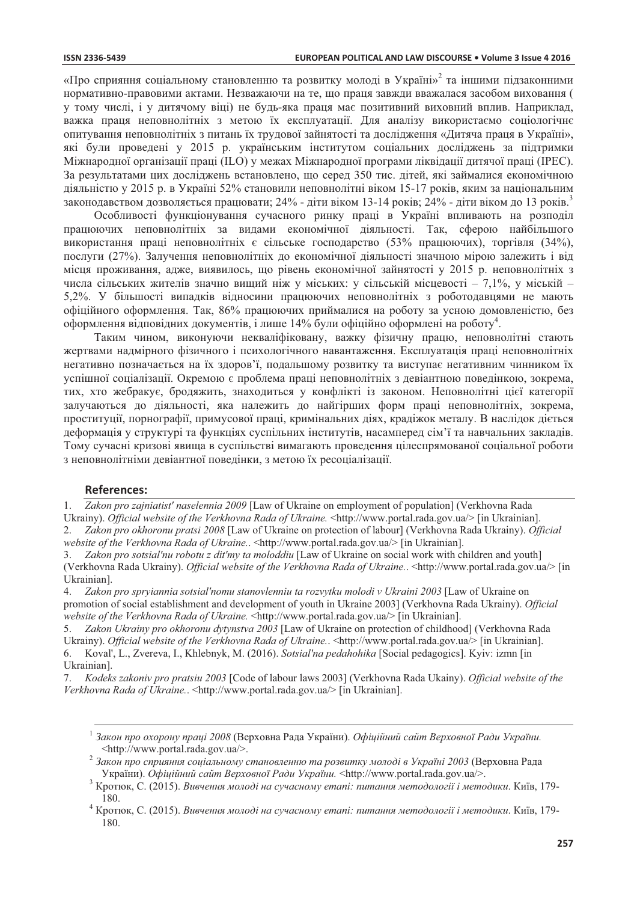«Про сприяння соціальному становленню та розвитку молоді в Україні»[2] та іншими підзаконними нормативно-правовими актами. Незважаючи на те, що праця завжди вважалася засобом виховання ( у тому числі, і у дитячому віці) не будь-яка праця має позитивний виховний вплив. Наприклад, важка праця неповнолітніх з метою їх експлуатації. Для аналізу використаємо соціологічнє опитування неповнолітніх з питань їх трудової зайнятості та дослідження «Дитяча праця в Україні», які були проведені у 2015 р. українським інститутом соціальних досліджень за підтримки Міжнародної організації праці (ILO) у межах Міжнародної програми ліквідації дитячої праці (IPEC). За результатами цих досліджень встановлено, що серед 350 тис. дітей, які займалися економічною діяльністю у 2015 р. в Україні 52% становили неповнолітні віком 15-17 років, яким за національним законодавством дозволяється працювати; 24% - діти віком 13-14 років; 24% - діти віком до 13 років.[3]

Особливості функціонування сучасного ринку праці в Україні впливають на розподіл працюючих неповнолітніх за видами економічної діяльності. Так, сферою найбільшого використання праці неповнолітніх є сільське господарство (53% працюючих), торгівля (34%), послуги (27%). Залучення неповнолітніх до економічної діяльності значною мірою залежить і від місця проживання, адже, виявилось, що рівень економічної зайнятості у 2015 р. неповнолітніх з числа сільських жителів значно вищий ніж у міських: у сільській місцевості – 7,1%, у міській – 5,2%. У більшості випадків відносини працюючих неповнолітніх з роботодавцями не мають офіційного оформлення. Так, 86% працюючих приймалися на роботу за усною домовленістю, без оформлення відповідних документів, і лише 14% були офіційно оформлені на роботу[4].

Таким чином, виконуючи некваліфіковану, важку фізичну працю, неповнолітні стають жертвами надмірного фізичного і психологічного навантаження. Експлуатація праці неповнолітніх негативно позначається на їх здоров'ї, подальшому розвитку та виступає негативним чинником їх успішної соціалізації. Окремою є проблема праці неповнолітніх з девіантною поведінкою, зокрема, тих, хто жебракує, бродяжить, знаходиться у конфлікті із законом. Неповнолітні цієї категорії залучаються до діяльності, яка належить до найгірших форм праці неповнолітніх, зокрема, проституції, порнографії, примусової праці, кримінальних діях, крадіжок металу. В наслідок діється деформація у структурі та функціях суспільних інститутів, насамперед сім'ї та навчальних закладів. Тому сучасні кризові явища в суспільстві вимагають проведення цілеспрямованої соціальної роботи з неповнолітніми девіантної поведінки, з метою їх ресоціалізації.

## References:

1. *Zakon pro zajniatist' naselennia 2009* [Law of Ukraine on employment of population] (Verkhovna Rada Ukrainy). *Official website of the Verkhovna Rada of Ukraine.* <http://www.portal.rada.gov.ua/> [in Ukrainian].
2. *Zakon pro okhoronu pratsi 2008* [Law of Ukraine on protection of labour] (Verkhovna Rada Ukrainy). *Official website of the Verkhovna Rada of Ukraine..* <http://www.portal.rada.gov.ua/> [in Ukrainian].
3. *Zakon pro sotsial'nu robotu z dit'my ta moloddiu* [Law of Ukraine on social work with children and youth] (Verkhovna Rada Ukrainy). *Official website of the Verkhovna Rada of Ukraine..* <http://www.portal.rada.gov.ua/> [in Ukrainian].
4. *Zakon pro spryiannia sotsial'nomu stanovlenniu ta rozvytku molodi v Ukraini 2003* [Law of Ukraine on promotion of social establishment and development of youth in Ukraine 2003] (Verkhovna Rada Ukrainy). *Official website of the Verkhovna Rada of Ukraine.* <http://www.portal.rada.gov.ua/> [in Ukrainian].
5. *Zakon Ukrainy pro okhoronu dytynstva 2003* [Law of Ukraine on protection of childhood] (Verkhovna Rada Ukrainy). *Official website of the Verkhovna Rada of Ukraine..* <http://www.portal.rada.gov.ua/> [in Ukrainian].
6. Koval', L., Zvereva, I., Khlebnyk, M. (2016). *Sotsial'na pedahohika* [Social pedagogics]. Kyiv: izmn [in Ukrainian].
7. *Kodeks zakoniv pro pratsiu 2003* [Code of labour laws 2003] (Verkhovna Rada Ukainy). *Official website of the Verkhovna Rada of Ukraine..* <http://www.portal.rada.gov.ua/> [in Ukrainian].

---

[1] *Закон про охорону праці 2008* (Верховна Рада України). *Офіційний сайт Верховної Ради України.* <http://www.portal.rada.gov.ua/>.

[2] *Закон про сприяння соціальному становленню та розвитку молоді в Україні 2003* (Верховна Рада України). *Офіційний сайт Верховної Ради України.* <http://www.portal.rada.gov.ua/>.

[3] Кротюк, С. (2015). *Вивчення молоді на сучасному етапі: питання методології і методики.* Київ, 179-180.

[4] Кротюк, С. (2015). *Вивчення молоді на сучасному етапі: питання методології і методики.* Київ, 179-180.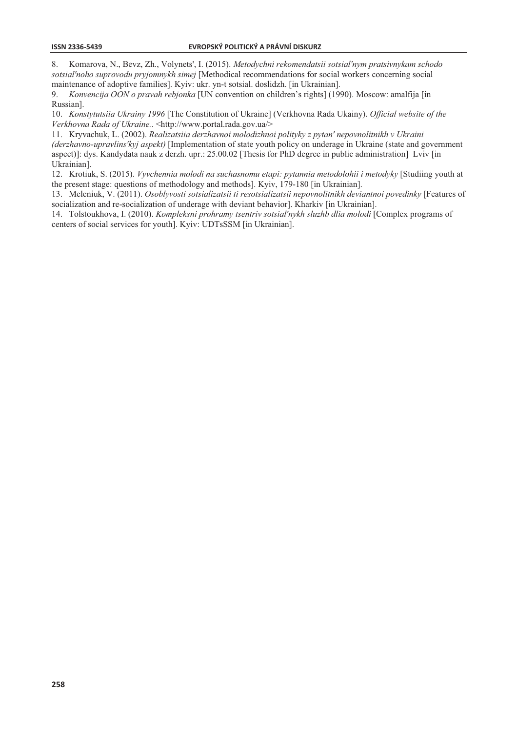8. Komarova, N., Bevz, Zh., Volynets', I. (2015). *Metodychni rekomendatsii sotsial'nym pratsivnykam schodo sotsial'noho suprovodu pryjomnykh simej* [Methodical recommendations for social workers concerning social maintenance of adoptive families]. Kyiv: ukr. yn-t sotsial. doslidzh. [in Ukrainian].

9. *Konvencija OON o pravah rebjonka* [UN convention on children's rights] (1990). Moscow: amalfija [in Russian].

10. *Konstytutsiia Ukrainy 1996* [The Constitution of Ukraine] (Verkhovna Rada Ukainy). *Official website of the Verkhovna Rada of Ukraine.*. <http://www.portal.rada.gov.ua/>

11. Kryvachuk, L. (2002). *Realizatsiia derzhavnoi molodizhnoi polityky z pytan' nepovnolitnikh v Ukraini (derzhavno-upravlins'kyj aspekt)* [Implementation of state youth policy on underage in Ukraine (state and government aspect)]: dys. Kandydata nauk z derzh. upr.: 25.00.02 [Thesis for PhD degree in public administration] Lviv [in Ukrainian].

12. Krotiuk, S. (2015). *Vyvchennia molodi na suchasnomu etapi: pytannia metodolohii i metodyky* [Studiing youth at the present stage: questions of methodology and methods]. Kyiv, 179-180 [in Ukrainian].

13. Meleniuk, V. (2011). *Osoblyvosti sotsializatsii ti resotsializatsii nepovnolitnikh deviantnoi povedinky* [Features of socialization and re-socialization of underage with deviant behavior]. Kharkiv [in Ukrainian].

14. Tolstoukhova, I. (2010). *Kompleksni prohramy tsentriv sotsial'nykh sluzhb dlia molodi* [Complex programs of centers of social services for youth]. Kyiv: UDTsSSM [in Ukrainian].